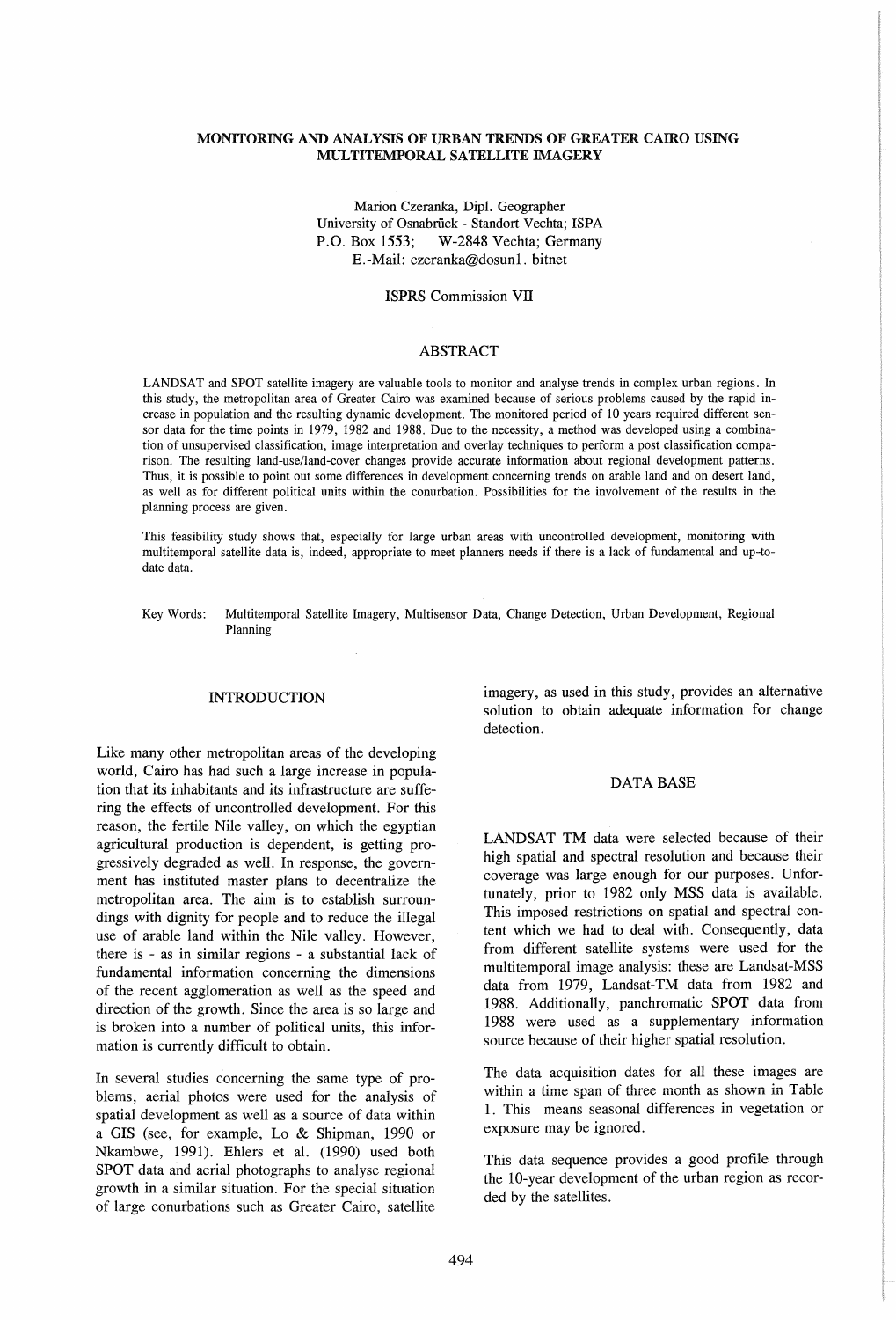# MONITORING AND ANALYSIS OF URBAN TRENDS OF GREATER CAIRO USING MULTITEMPORAL SATELLITE IMAGERY

Marion Czeranka, Dipl. Geographer
University of Osnabrück - Standort Vechta; ISPA
P.O. Box 1553; W-2848 Vechta; Germany
E.-Mail: czeranka@dosun1. bitnet

ISPRS Commission VII

## ABSTRACT

LANDSAT and SPOT satellite imagery are valuable tools to monitor and analyse trends in complex urban regions. In this study, the metropolitan area of Greater Cairo was examined because of serious problems caused by the rapid increase in population and the resulting dynamic development. The monitored period of 10 years required different sensor data for the time points in 1979, 1982 and 1988. Due to the necessity, a method was developed using a combination of unsupervised classification, image interpretation and overlay techniques to perform a post classification comparison. The resulting land-use/land-cover changes provide accurate information about regional development patterns. Thus, it is possible to point out some differences in development concerning trends on arable land and on desert land, as well as for different political units within the conurbation. Possibilities for the involvement of the results in the planning process are given.

This feasibility study shows that, especially for large urban areas with uncontrolled development, monitoring with multitemporal satellite data is, indeed, appropriate to meet planners needs if there is a lack of fundamental and up-to-date data.

Key Words: Multitemporal Satellite Imagery, Multisensor Data, Change Detection, Urban Development, Regional Planning

## INTRODUCTION

Like many other metropolitan areas of the developing world, Cairo has had such a large increase in population that its inhabitants and its infrastructure are suffering the effects of uncontrolled development. For this reason, the fertile Nile valley, on which the egyptian agricultural production is dependent, is getting progressively degraded as well. In response, the government has instituted master plans to decentralize the metropolitan area. The aim is to establish surroundings with dignity for people and to reduce the illegal use of arable land within the Nile valley. However, there is - as in similar regions - a substantial lack of fundamental information concerning the dimensions of the recent agglomeration as well as the speed and direction of the growth. Since the area is so large and is broken into a number of political units, this information is currently difficult to obtain.

In several studies concerning the same type of problems, aerial photos were used for the analysis of spatial development as well as a source of data within a GIS (see, for example, Lo & Shipman, 1990 or Nkambwe, 1991). Ehlers et al. (1990) used both SPOT data and aerial photographs to analyse regional growth in a similar situation. For the special situation of large conurbations such as Greater Cairo, satellite imagery, as used in this study, provides an alternative solution to obtain adequate information for change detection.

## DATA BASE

LANDSAT TM data were selected because of their high spatial and spectral resolution and because their coverage was large enough for our purposes. Unfortunately, prior to 1982 only MSS data is available. This imposed restrictions on spatial and spectral content which we had to deal with. Consequently, data from different satellite systems were used for the multitemporal image analysis: these are Landsat-MSS data from 1979, Landsat-TM data from 1982 and 1988. Additionally, panchromatic SPOT data from 1988 were used as a supplementary information source because of their higher spatial resolution.

The data acquisition dates for all these images are within a time span of three month as shown in Table 1. This means seasonal differences in vegetation or exposure may be ignored.

This data sequence provides a good profile through the 10-year development of the urban region as recorded by the satellites.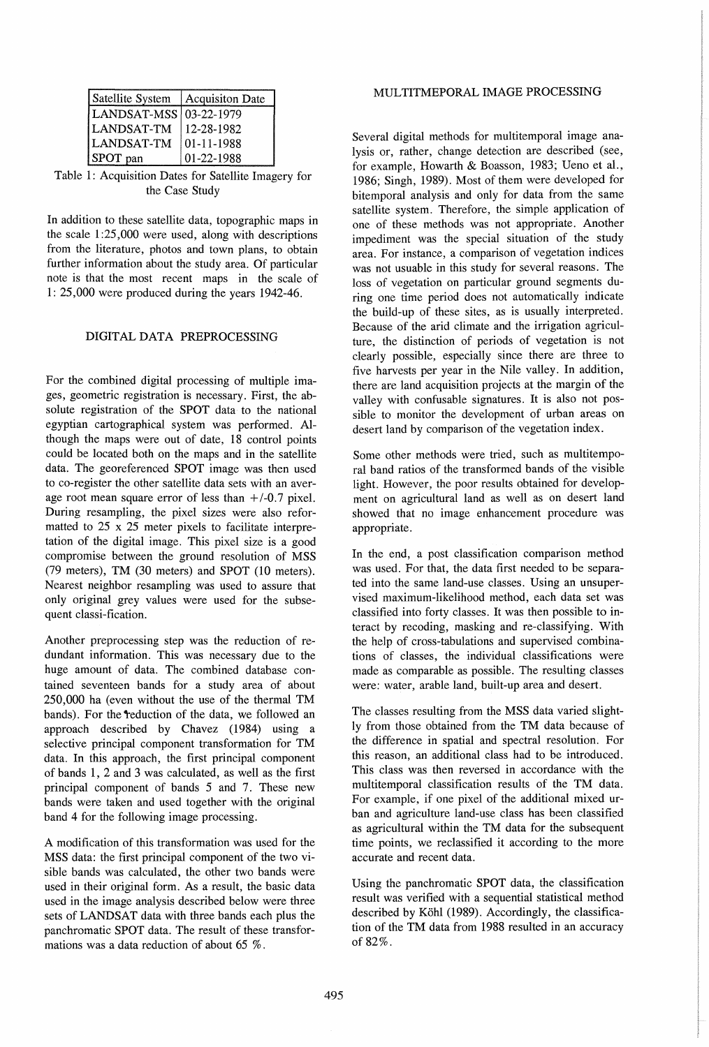| Satellite System | Acquisiton Date |
|---|---|
| LANDSAT-MSS | 03-22-1979 |
| LANDSAT-TM | 12-28-1982 |
| LANDSAT-TM | 01-11-1988 |
| SPOT pan | 01-22-1988 |

Table 1: Acquisition Dates for Satellite Imagery for the Case Study

In addition to these satellite data, topographic maps in the scale 1:25,000 were used, along with descriptions from the literature, photos and town plans, to obtain further information about the study area. Of particular note is that the most recent maps in the scale of 1: 25,000 were produced during the years 1942-46.

## DIGITAL DATA PREPROCESSING

For the combined digital processing of multiple images, geometric registration is necessary. First, the absolute registration of the SPOT data to the national egyptian cartographical system was performed. Although the maps were out of date, 18 control points could be located both on the maps and in the satellite data. The georeferenced SPOT image was then used to co-register the other satellite data sets with an average root mean square error of less than +/-0.7 pixel. During resampling, the pixel sizes were also reformatted to 25 x 25 meter pixels to facilitate interpretation of the digital image. This pixel size is a good compromise between the ground resolution of MSS (79 meters), TM (30 meters) and SPOT (10 meters). Nearest neighbor resampling was used to assure that only original grey values were used for the subsequent classi-fication.

Another preprocessing step was the reduction of redundant information. This was necessary due to the huge amount of data. The combined database contained seventeen bands for a study area of about 250,000 ha (even without the use of the thermal TM bands). For the reduction of the data, we followed an approach described by Chavez (1984) using a selective principal component transformation for TM data. In this approach, the first principal component of bands 1, 2 and 3 was calculated, as well as the first principal component of bands 5 and 7. These new bands were taken and used together with the original band 4 for the following image processing.

A modification of this transformation was used for the MSS data: the first principal component of the two visible bands was calculated, the other two bands were used in their original form. As a result, the basic data used in the image analysis described below were three sets of LANDSAT data with three bands each plus the panchromatic SPOT data. The result of these transformations was a data reduction of about 65 %.

## MULTITMEPORAL IMAGE PROCESSING

Several digital methods for multitemporal image analysis or, rather, change detection are described (see, for example, Howarth & Boasson, 1983; Ueno et al., 1986; Singh, 1989). Most of them were developed for bitemporal analysis and only for data from the same satellite system. Therefore, the simple application of one of these methods was not appropriate. Another impediment was the special situation of the study area. For instance, a comparison of vegetation indices was not usuable in this study for several reasons. The loss of vegetation on particular ground segments during one time period does not automatically indicate the build-up of these sites, as is usually interpreted. Because of the arid climate and the irrigation agriculture, the distinction of periods of vegetation is not clearly possible, especially since there are three to five harvests per year in the Nile valley. In addition, there are land acquisition projects at the margin of the valley with confusable signatures. It is also not possible to monitor the development of urban areas on desert land by comparison of the vegetation index.

Some other methods were tried, such as multitemporal band ratios of the transformed bands of the visible light. However, the poor results obtained for development on agricultural land as well as on desert land showed that no image enhancement procedure was appropriate.

In the end, a post classification comparison method was used. For that, the data first needed to be separated into the same land-use classes. Using an unsupervised maximum-likelihood method, each data set was classified into forty classes. It was then possible to interact by recoding, masking and re-classifying. With the help of cross-tabulations and supervised combinations of classes, the individual classifications were made as comparable as possible. The resulting classes were: water, arable land, built-up area and desert.

The classes resulting from the MSS data varied slightly from those obtained from the TM data because of the difference in spatial and spectral resolution. For this reason, an additional class had to be introduced. This class was then reversed in accordance with the multitemporal classification results of the TM data. For example, if one pixel of the additional mixed urban and agriculture land-use class has been classified as agricultural within the TM data for the subsequent time points, we reclassified it according to the more accurate and recent data.

Using the panchromatic SPOT data, the classification result was verified with a sequential statistical method described by Köhl (1989). Accordingly, the classification of the TM data from 1988 resulted in an accuracy of 82%.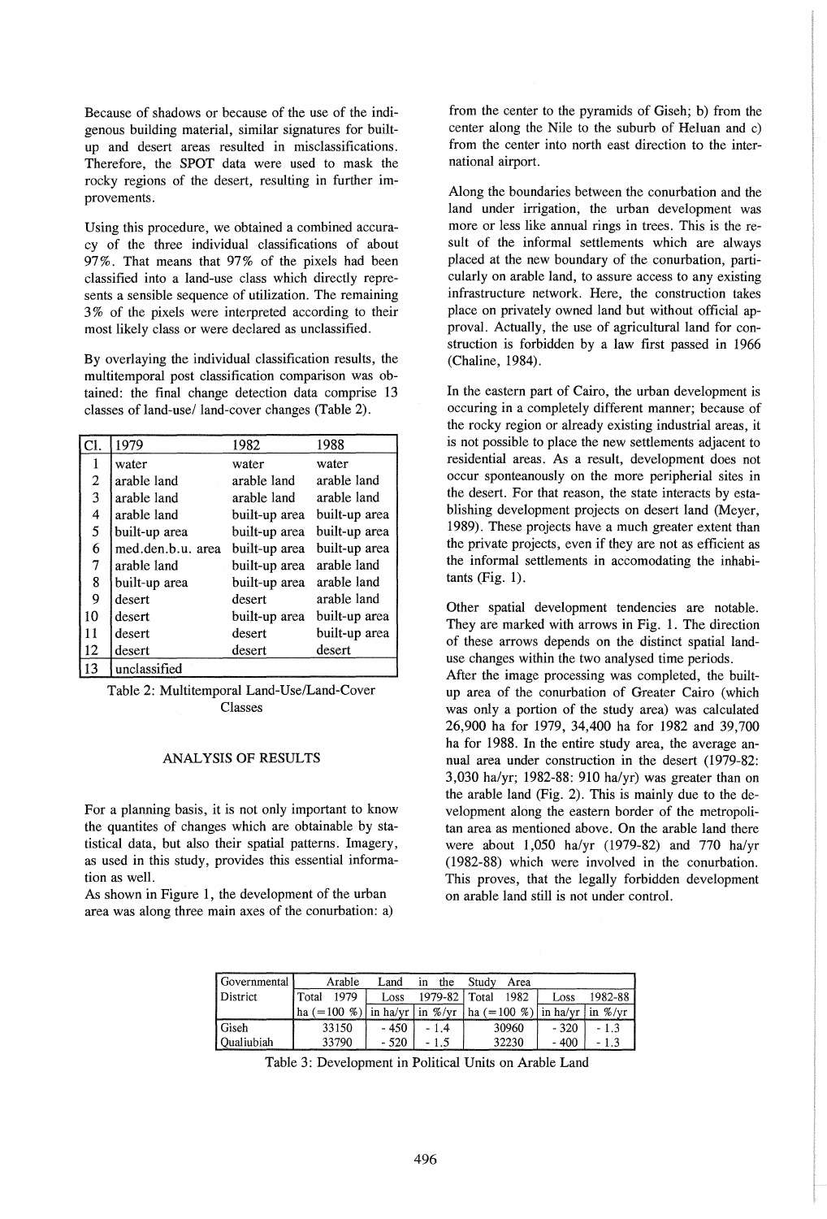Because of shadows or because of the use of the indigenous building material, similar signatures for built-up and desert areas resulted in misclassifications. Therefore, the SPOT data were used to mask the rocky regions of the desert, resulting in further improvements.

Using this procedure, we obtained a combined accuracy of the three individual classifications of about 97%. That means that 97% of the pixels had been classified into a land-use class which directly represents a sensible sequence of utilization. The remaining 3% of the pixels were interpreted according to their most likely class or were declared as unclassified.

By overlaying the individual classification results, the multitemporal post classification comparison was obtained: the final change detection data comprise 13 classes of land-use/ land-cover changes (Table 2).

| Cl. | 1979 | 1982 | 1988 |
|---|---|---|---|
| 1 | water | water | water |
| 2 | arable land | arable land | arable land |
| 3 | arable land | arable land | arable land |
| 4 | arable land | built-up area | built-up area |
| 5 | built-up area | built-up area | built-up area |
| 6 | med.den.b.u. area | built-up area | built-up area |
| 7 | arable land | built-up area | arable land |
| 8 | built-up area | built-up area | arable land |
| 9 | desert | desert | arable land |
| 10 | desert | built-up area | built-up area |
| 11 | desert | desert | built-up area |
| 12 | desert | desert | desert |
| 13 | unclassified | | |

Table 2: Multitemporal Land-Use/Land-Cover Classes

## ANALYSIS OF RESULTS

For a planning basis, it is not only important to know the quantites of changes which are obtainable by statistical data, but also their spatial patterns. Imagery, as used in this study, provides this essential information as well.

As shown in Figure 1, the development of the urban area was along three main axes of the conurbation: a) from the center to the pyramids of Giseh; b) from the center along the Nile to the suburb of Heluan and c) from the center into north east direction to the international airport.

Along the boundaries between the conurbation and the land under irrigation, the urban development was more or less like annual rings in trees. This is the result of the informal settlements which are always placed at the new boundary of the conurbation, particularly on arable land, to assure access to any existing infrastructure network. Here, the construction takes place on privately owned land but without official approval. Actually, the use of agricultural land for construction is forbidden by a law first passed in 1966 (Chaline, 1984).

In the eastern part of Cairo, the urban development is occuring in a completely different manner; because of the rocky region or already existing industrial areas, it is not possible to place the new settlements adjacent to residential areas. As a result, development does not occur sponteanously on the more peripherial sites in the desert. For that reason, the state interacts by establishing development projects on desert land (Meyer, 1989). These projects have a much greater extent than the private projects, even if they are not as efficient as the informal settlements in accomodating the inhabitants (Fig. 1).

Other spatial development tendencies are notable. They are marked with arrows in Fig. 1. The direction of these arrows depends on the distinct spatial land-use changes within the two analysed time periods.

After the image processing was completed, the built-up area of the conurbation of Greater Cairo (which was only a portion of the study area) was calculated 26,900 ha for 1979, 34,400 ha for 1982 and 39,700 ha for 1988. In the entire study area, the average annual area under construction in the desert (1979-82: 3,030 ha/yr; 1982-88: 910 ha/yr) was greater than on the arable land (Fig. 2). This is mainly due to the development along the eastern border of the metropolitan area as mentioned above. On the arable land there were about 1,050 ha/yr (1979-82) and 770 ha/yr (1982-88) which were involved in the conurbation. This proves, that the legally forbidden development on arable land still is not under control.

| Governmental District | Arable Land in the Study Area | | | | | |
|---|---|---|---|---|---|---|
| | Total 1979 | Loss 1979-82 | | Total 1982 | Loss 1982-88 | |
| | ha (=100 %) | in ha/yr | in %/yr | ha (=100 %) | in ha/yr | in %/yr |
| Giseh | 33150 | - 450 | - 1.4 | 30960 | - 320 | - 1.3 |
| Qualiubiah | 33790 | - 520 | - 1.5 | 32230 | - 400 | - 1.3 |

Table 3: Development in Political Units on Arable Land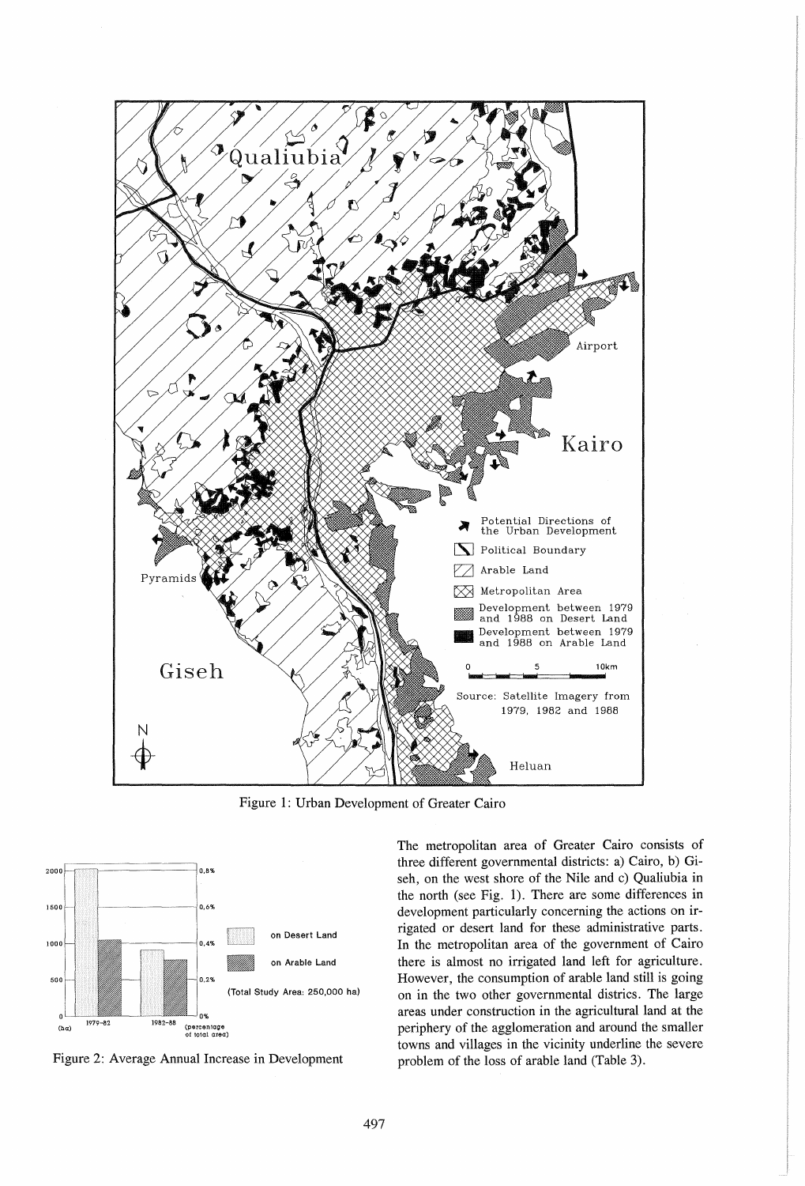Figure 1: Urban Development of Greater Cairo

Figure 2: Average Annual Increase in Development

The metropolitan area of Greater Cairo consists of three different governmental districts: a) Cairo, b) Giseh, on the west shore of the Nile and c) Qualiubia in the north (see Fig. 1). There are some differences in development particularly concerning the actions on irrigated or desert land for these administrative parts. In the metropolitan area of the government of Cairo there is almost no irrigated land left for agriculture. However, the consumption of arable land still is going on in the two other governmental districs. The large areas under construction in the agricultural land at the periphery of the agglomeration and around the smaller towns and villages in the vicinity underline the severe problem of the loss of arable land (Table 3).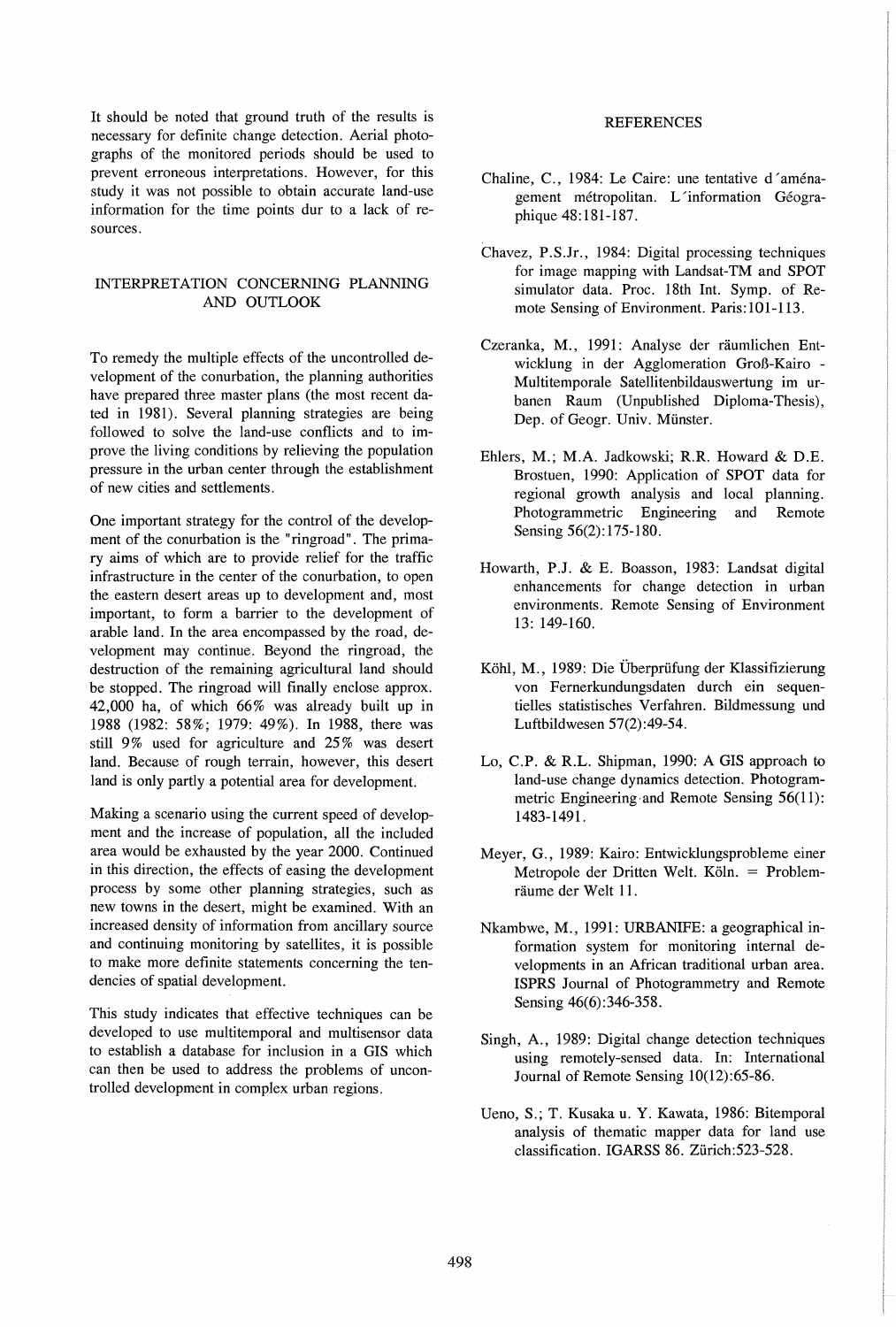It should be noted that ground truth of the results is necessary for definite change detection. Aerial photographs of the monitored periods should be used to prevent erroneous interpretations. However, for this study it was not possible to obtain accurate land-use information for the time points dur to a lack of resources.

## INTERPRETATION CONCERNING PLANNING AND OUTLOOK

To remedy the multiple effects of the uncontrolled development of the conurbation, the planning authorities have prepared three master plans (the most recent dated in 1981). Several planning strategies are being followed to solve the land-use conflicts and to improve the living conditions by relieving the population pressure in the urban center through the establishment of new cities and settlements.

One important strategy for the control of the development of the conurbation is the "ringroad". The primary aims of which are to provide relief for the traffic infrastructure in the center of the conurbation, to open the eastern desert areas up to development and, most important, to form a barrier to the development of arable land. In the area encompassed by the road, development may continue. Beyond the ringroad, the destruction of the remaining agricultural land should be stopped. The ringroad will finally enclose approx. 42,000 ha, of which 66% was already built up in 1988 (1982: 58%; 1979: 49%). In 1988, there was still 9% used for agriculture and 25% was desert land. Because of rough terrain, however, this desert land is only partly a potential area for development.

Making a scenario using the current speed of development and the increase of population, all the included area would be exhausted by the year 2000. Continued in this direction, the effects of easing the development process by some other planning strategies, such as new towns in the desert, might be examined. With an increased density of information from ancillary source and continuing monitoring by satellites, it is possible to make more definite statements concerning the tendencies of spatial development.

This study indicates that effective techniques can be developed to use multitemporal and multisensor data to establish a database for inclusion in a GIS which can then be used to address the problems of uncontrolled development in complex urban regions.

## REFERENCES

Chaline, C., 1984: Le Caire: une tentative d´aménagement métropolitan. L´information Géographique 48:181-187.

Chavez, P.S.Jr., 1984: Digital processing techniques for image mapping with Landsat-TM and SPOT simulator data. Proc. 18th Int. Symp. of Remote Sensing of Environment. Paris:101-113.

Czeranka, M., 1991: Analyse der räumlichen Entwicklung in der Agglomeration Groß-Kairo - Multitemporale Satellitenbildauswertung im urbanen Raum (Unpublished Diploma-Thesis), Dep. of Geogr. Univ. Münster.

Ehlers, M.; M.A. Jadkowski; R.R. Howard & D.E. Brostuen, 1990: Application of SPOT data for regional growth analysis and local planning. Photogrammetric Engineering and Remote Sensing 56(2):175-180.

Howarth, P.J. & E. Boasson, 1983: Landsat digital enhancements for change detection in urban environments. Remote Sensing of Environment 13: 149-160.

Köhl, M., 1989: Die Überprüfung der Klassifizierung von Fernerkundungsdaten durch ein sequentielles statistisches Verfahren. Bildmessung und Luftbildwesen 57(2):49-54.

Lo, C.P. & R.L. Shipman, 1990: A GIS approach to land-use change dynamics detection. Photogrammetric Engineering and Remote Sensing 56(11): 1483-1491.

Meyer, G., 1989: Kairo: Entwicklungsprobleme einer Metropole der Dritten Welt. Köln. = Problemräume der Welt 11.

Nkambwe, M., 1991: URBANIFE: a geographical information system for monitoring internal developments in an African traditional urban area. ISPRS Journal of Photogrammetry and Remote Sensing 46(6):346-358.

Singh, A., 1989: Digital change detection techniques using remotely-sensed data. In: International Journal of Remote Sensing 10(12):65-86.

Ueno, S.; T. Kusaka u. Y. Kawata, 1986: Bitemporal analysis of thematic mapper data for land use classification. IGARSS 86. Zürich:523-528.